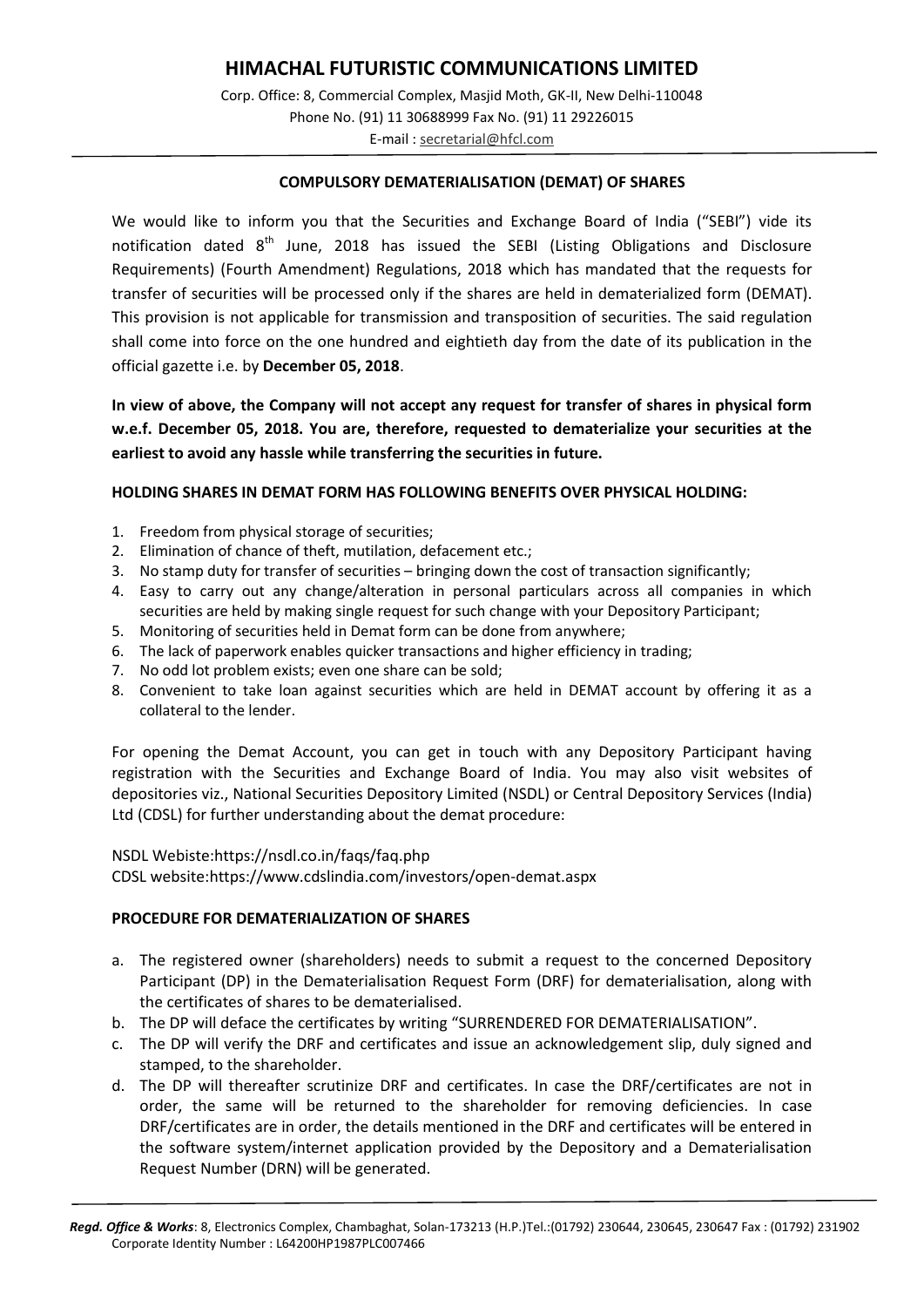# HIMACHAL FUTURISTIC COMMUNICATIONS LIMITED

Corp. Office: 8, Commercial Complex, Masjid Moth, GK-II, New Delhi-110048
Phone No. (91) 11 30688999 Fax No. (91) 11 29226015
E-mail : secretarial@hfcl.com

## COMPULSORY DEMATERIALISATION (DEMAT) OF SHARES

We would like to inform you that the Securities and Exchange Board of India ("SEBI") vide its notification dated 8th June, 2018 has issued the SEBI (Listing Obligations and Disclosure Requirements) (Fourth Amendment) Regulations, 2018 which has mandated that the requests for transfer of securities will be processed only if the shares are held in dematerialized form (DEMAT). This provision is not applicable for transmission and transposition of securities. The said regulation shall come into force on the one hundred and eightieth day from the date of its publication in the official gazette i.e. by **December 05, 2018**.

**In view of above, the Company will not accept any request for transfer of shares in physical form w.e.f. December 05, 2018. You are, therefore, requested to dematerialize your securities at the earliest to avoid any hassle while transferring the securities in future.**

### HOLDING SHARES IN DEMAT FORM HAS FOLLOWING BENEFITS OVER PHYSICAL HOLDING:

1. Freedom from physical storage of securities;
2. Elimination of chance of theft, mutilation, defacement etc.;
3. No stamp duty for transfer of securities – bringing down the cost of transaction significantly;
4. Easy to carry out any change/alteration in personal particulars across all companies in which securities are held by making single request for such change with your Depository Participant;
5. Monitoring of securities held in Demat form can be done from anywhere;
6. The lack of paperwork enables quicker transactions and higher efficiency in trading;
7. No odd lot problem exists; even one share can be sold;
8. Convenient to take loan against securities which are held in DEMAT account by offering it as a collateral to the lender.

For opening the Demat Account, you can get in touch with any Depository Participant having registration with the Securities and Exchange Board of India. You may also visit websites of depositories viz., National Securities Depository Limited (NSDL) or Central Depository Services (India) Ltd (CDSL) for further understanding about the demat procedure:

NSDL Webiste:https://nsdl.co.in/faqs/faq.php
CDSL website:https://www.cdslindia.com/investors/open-demat.aspx

### PROCEDURE FOR DEMATERIALIZATION OF SHARES

a. The registered owner (shareholders) needs to submit a request to the concerned Depository Participant (DP) in the Dematerialisation Request Form (DRF) for dematerialisation, along with the certificates of shares to be dematerialised.
b. The DP will deface the certificates by writing "SURRENDERED FOR DEMATERIALISATION".
c. The DP will verify the DRF and certificates and issue an acknowledgement slip, duly signed and stamped, to the shareholder.
d. The DP will thereafter scrutinize DRF and certificates. In case the DRF/certificates are not in order, the same will be returned to the shareholder for removing deficiencies. In case DRF/certificates are in order, the details mentioned in the DRF and certificates will be entered in the software system/internet application provided by the Depository and a Dematerialisation Request Number (DRN) will be generated.

***Regd. Office & Works***: 8, Electronics Complex, Chambaghat, Solan-173213 (H.P.)Tel.:(01792) 230644, 230645, 230647 Fax : (01792) 231902
Corporate Identity Number : L64200HP1987PLC007466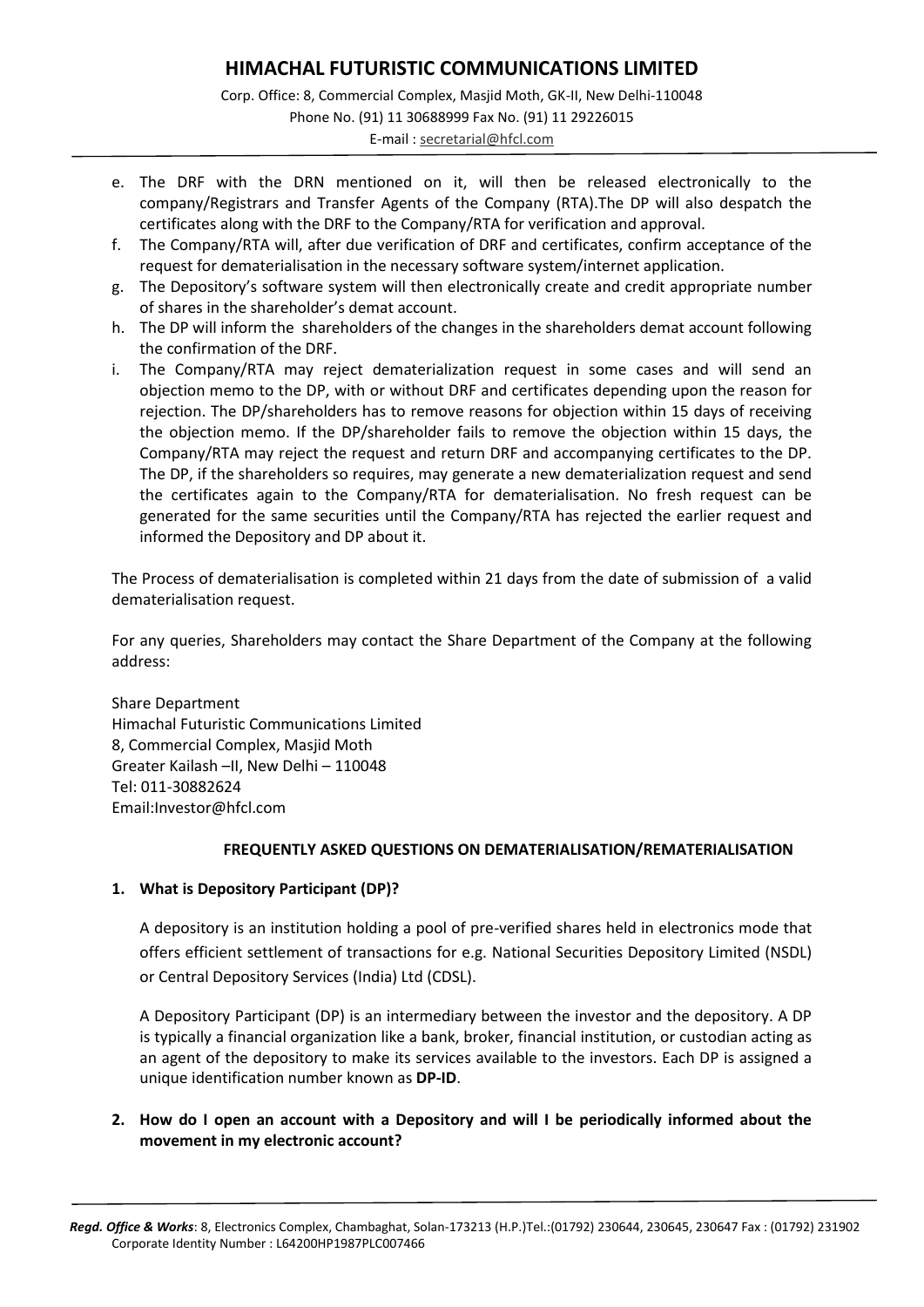e. The DRF with the DRN mentioned on it, will then be released electronically to the company/Registrars and Transfer Agents of the Company (RTA).The DP will also despatch the certificates along with the DRF to the Company/RTA for verification and approval.
f. The Company/RTA will, after due verification of DRF and certificates, confirm acceptance of the request for dematerialisation in the necessary software system/internet application.
g. The Depository's software system will then electronically create and credit appropriate number of shares in the shareholder's demat account.
h. The DP will inform the shareholders of the changes in the shareholders demat account following the confirmation of the DRF.
i. The Company/RTA may reject dematerialization request in some cases and will send an objection memo to the DP, with or without DRF and certificates depending upon the reason for rejection. The DP/shareholders has to remove reasons for objection within 15 days of receiving the objection memo. If the DP/shareholder fails to remove the objection within 15 days, the Company/RTA may reject the request and return DRF and accompanying certificates to the DP. The DP, if the shareholders so requires, may generate a new dematerialization request and send the certificates again to the Company/RTA for dematerialisation. No fresh request can be generated for the same securities until the Company/RTA has rejected the earlier request and informed the Depository and DP about it.

The Process of dematerialisation is completed within 21 days from the date of submission of a valid dematerialisation request.

For any queries, Shareholders may contact the Share Department of the Company at the following address:

Share Department
Himachal Futuristic Communications Limited
8, Commercial Complex, Masjid Moth
Greater Kailash –II, New Delhi – 110048
Tel: 011-30882624
Email:Investor@hfcl.com

## FREQUENTLY ASKED QUESTIONS ON DEMATERIALISATION/REMATERIALISATION

**1. What is Depository Participant (DP)?**

A depository is an institution holding a pool of pre-verified shares held in electronics mode that offers efficient settlement of transactions for e.g. National Securities Depository Limited (NSDL) or Central Depository Services (India) Ltd (CDSL).

A Depository Participant (DP) is an intermediary between the investor and the depository. A DP is typically a financial organization like a bank, broker, financial institution, or custodian acting as an agent of the depository to make its services available to the investors. Each DP is assigned a unique identification number known as **DP-ID**.

**2. How do I open an account with a Depository and will I be periodically informed about the movement in my electronic account?**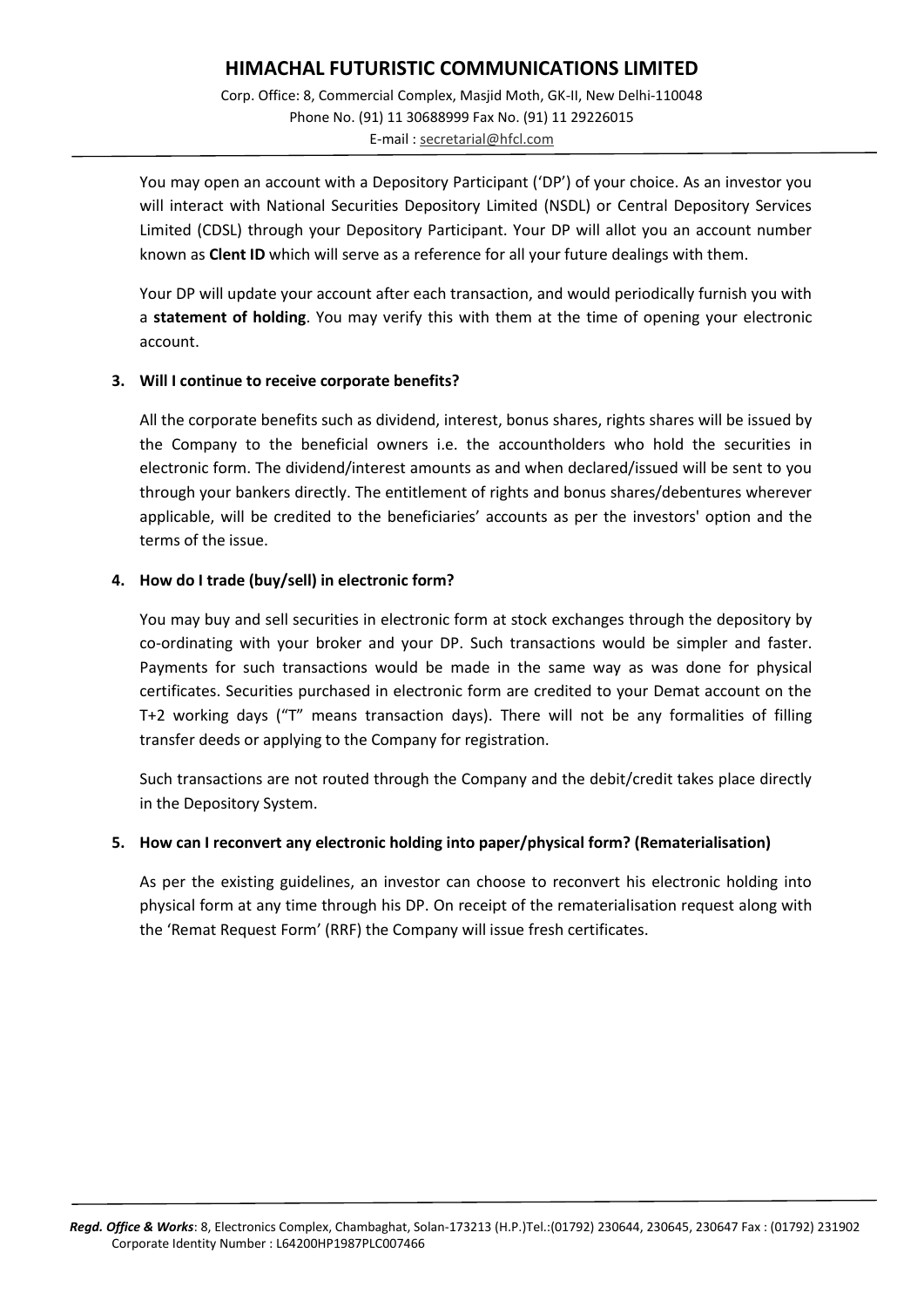You may open an account with a Depository Participant ('DP') of your choice. As an investor you will interact with National Securities Depository Limited (NSDL) or Central Depository Services Limited (CDSL) through your Depository Participant. Your DP will allot you an account number known as **Clent ID** which will serve as a reference for all your future dealings with them.

Your DP will update your account after each transaction, and would periodically furnish you with a **statement of holding**. You may verify this with them at the time of opening your electronic account.

**3. Will I continue to receive corporate benefits?**

All the corporate benefits such as dividend, interest, bonus shares, rights shares will be issued by the Company to the beneficial owners i.e. the accountholders who hold the securities in electronic form. The dividend/interest amounts as and when declared/issued will be sent to you through your bankers directly. The entitlement of rights and bonus shares/debentures wherever applicable, will be credited to the beneficiaries' accounts as per the investors' option and the terms of the issue.

**4. How do I trade (buy/sell) in electronic form?**

You may buy and sell securities in electronic form at stock exchanges through the depository by co-ordinating with your broker and your DP. Such transactions would be simpler and faster. Payments for such transactions would be made in the same way as was done for physical certificates. Securities purchased in electronic form are credited to your Demat account on the T+2 working days ("T" means transaction days). There will not be any formalities of filling transfer deeds or applying to the Company for registration.

Such transactions are not routed through the Company and the debit/credit takes place directly in the Depository System.

**5. How can I reconvert any electronic holding into paper/physical form? (Rematerialisation)**

As per the existing guidelines, an investor can choose to reconvert his electronic holding into physical form at any time through his DP. On receipt of the rematerialisation request along with the 'Remat Request Form' (RRF) the Company will issue fresh certificates.